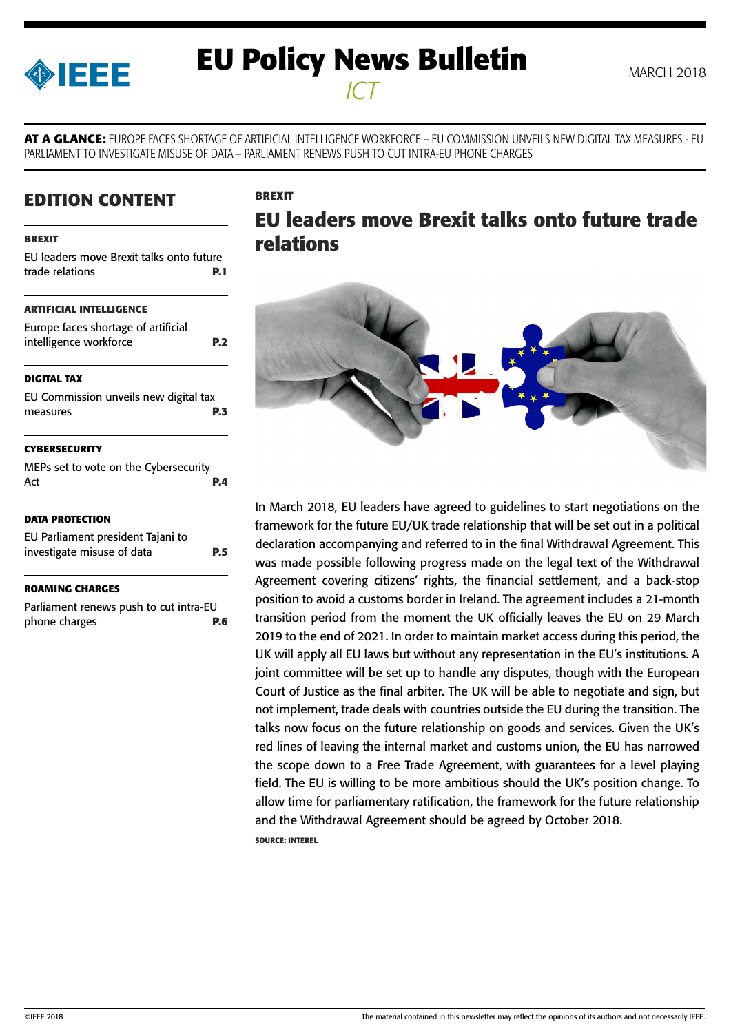# EU Policy News Bulletin

*ICT*

MARCH 2018

**AT A GLANCE:** EUROPE FACES SHORTAGE OF ARTIFICIAL INTELLIGENCE WORKFORCE – EU COMMISSION UNVEILS NEW DIGITAL TAX MEASURES - EU PARLIAMENT TO INVESTIGATE MISUSE OF DATA – PARLIAMENT RENEWS PUSH TO CUT INTRA-EU PHONE CHARGES

## EDITION CONTENT

**BREXIT**

EU leaders move Brexit talks onto future trade relations **P.1**

**ARTIFICIAL INTELLIGENCE**

Europe faces shortage of artificial intelligence workforce **P.2**

**DIGITAL TAX**

EU Commission unveils new digital tax measures **P.3**

**CYBERSECURITY**

MEPs set to vote on the Cybersecurity Act **P.4**

**DATA PROTECTION**

EU Parliament president Tajani to investigate misuse of data **P.5**

**ROAMING CHARGES**

Parliament renews push to cut intra-EU phone charges **P.6**

**BREXIT**

## EU leaders move Brexit talks onto future trade relations

In March 2018, EU leaders have agreed to guidelines to start negotiations on the framework for the future EU/UK trade relationship that will be set out in a political declaration accompanying and referred to in the final Withdrawal Agreement. This was made possible following progress made on the legal text of the Withdrawal Agreement covering citizens' rights, the financial settlement, and a back-stop position to avoid a customs border in Ireland. The agreement includes a 21-month transition period from the moment the UK officially leaves the EU on 29 March 2019 to the end of 2021. In order to maintain market access during this period, the UK will apply all EU laws but without any representation in the EU's institutions. A joint committee will be set up to handle any disputes, though with the European Court of Justice as the final arbiter. The UK will be able to negotiate and sign, but not implement, trade deals with countries outside the EU during the transition. The talks now focus on the future relationship on goods and services. Given the UK's red lines of leaving the internal market and customs union, the EU has narrowed the scope down to a Free Trade Agreement, with guarantees for a level playing field. The EU is willing to be more ambitious should the UK's position change. To allow time for parliamentary ratification, the framework for the future relationship and the Withdrawal Agreement should be agreed by October 2018.

**SOURCE: INTEREL**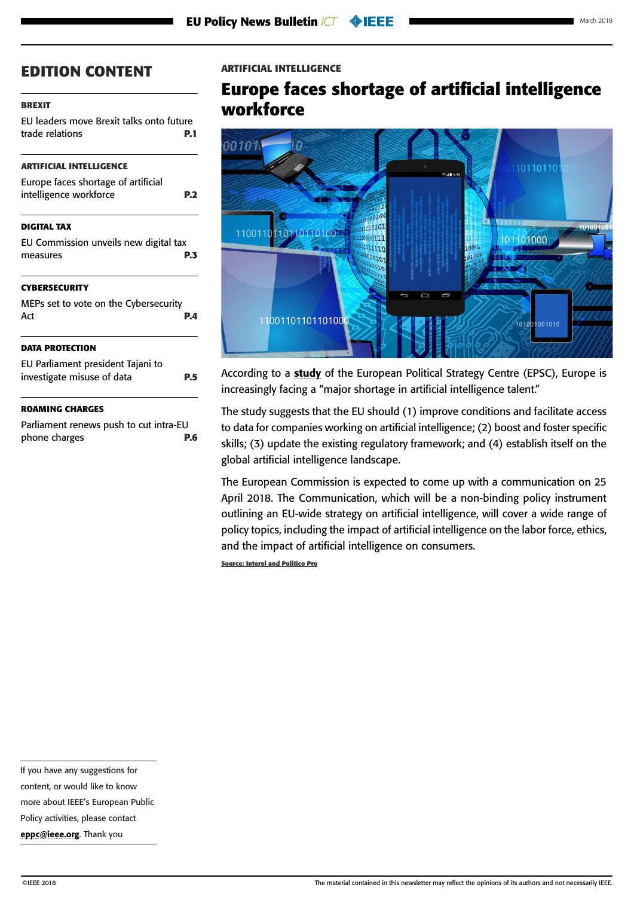# EDITION CONTENT

**BREXIT**

EU leaders move Brexit talks onto future trade relations **P.1**

**ARTIFICIAL INTELLIGENCE**

Europe faces shortage of artificial intelligence workforce **P.2**

**DIGITAL TAX**

EU Commission unveils new digital tax measures **P.3**

**CYBERSECURITY**

MEPs set to vote on the Cybersecurity Act **P.4**

**DATA PROTECTION**

EU Parliament president Tajani to investigate misuse of data **P.5**

**ROAMING CHARGES**

Parliament renews push to cut intra-EU phone charges **P.6**

If you have any suggestions for content, or would like to know more about IEEE's European Public Policy activities, please contact **eppc@ieee.org**. Thank you

**ARTIFICIAL INTELLIGENCE**

## Europe faces shortage of artificial intelligence workforce

According to a **study** of the European Political Strategy Centre (EPSC), Europe is increasingly facing a "major shortage in artificial intelligence talent."

The study suggests that the EU should (1) improve conditions and facilitate access to data for companies working on artificial intelligence; (2) boost and foster specific skills; (3) update the existing regulatory framework; and (4) establish itself on the global artificial intelligence landscape.

The European Commission is expected to come up with a communication on 25 April 2018. The Communication, which will be a non-binding policy instrument outlining an EU-wide strategy on artificial intelligence, will cover a wide range of policy topics, including the impact of artificial intelligence on the labor force, ethics, and the impact of artificial intelligence on consumers.

**Source: Interel and Politico Pro**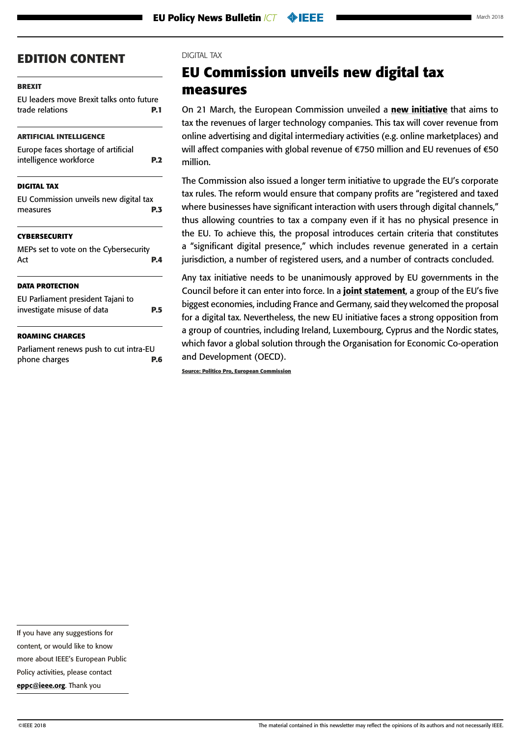## EDITION CONTENT

**BREXIT**

EU leaders move Brexit talks onto future trade relations **P.1**

**ARTIFICIAL INTELLIGENCE**

Europe faces shortage of artificial intelligence workforce **P.2**

**DIGITAL TAX**

EU Commission unveils new digital tax measures **P.3**

**CYBERSECURITY**

MEPs set to vote on the Cybersecurity Act **P.4**

**DATA PROTECTION**

EU Parliament president Tajani to investigate misuse of data **P.5**

**ROAMING CHARGES**

Parliament renews push to cut intra-EU phone charges **P.6**

If you have any suggestions for content, or would like to know more about IEEE's European Public Policy activities, please contact **eppc@ieee.org**. Thank you

DIGITAL TAX

# EU Commission unveils new digital tax measures

On 21 March, the European Commission unveiled a **new initiative** that aims to tax the revenues of larger technology companies. This tax will cover revenue from online advertising and digital intermediary activities (e.g. online marketplaces) and will affect companies with global revenue of €750 million and EU revenues of €50 million.

The Commission also issued a longer term initiative to upgrade the EU's corporate tax rules. The reform would ensure that company profits are "registered and taxed where businesses have significant interaction with users through digital channels," thus allowing countries to tax a company even if it has no physical presence in the EU. To achieve this, the proposal introduces certain criteria that constitutes a "significant digital presence," which includes revenue generated in a certain jurisdiction, a number of registered users, and a number of contracts concluded.

Any tax initiative needs to be unanimously approved by EU governments in the Council before it can enter into force. In a **joint statement**, a group of the EU's five biggest economies, including France and Germany, said they welcomed the proposal for a digital tax. Nevertheless, the new EU initiative faces a strong opposition from a group of countries, including Ireland, Luxembourg, Cyprus and the Nordic states, which favor a global solution through the Organisation for Economic Co-operation and Development (OECD).

**Source: Politico Pro, European Commission**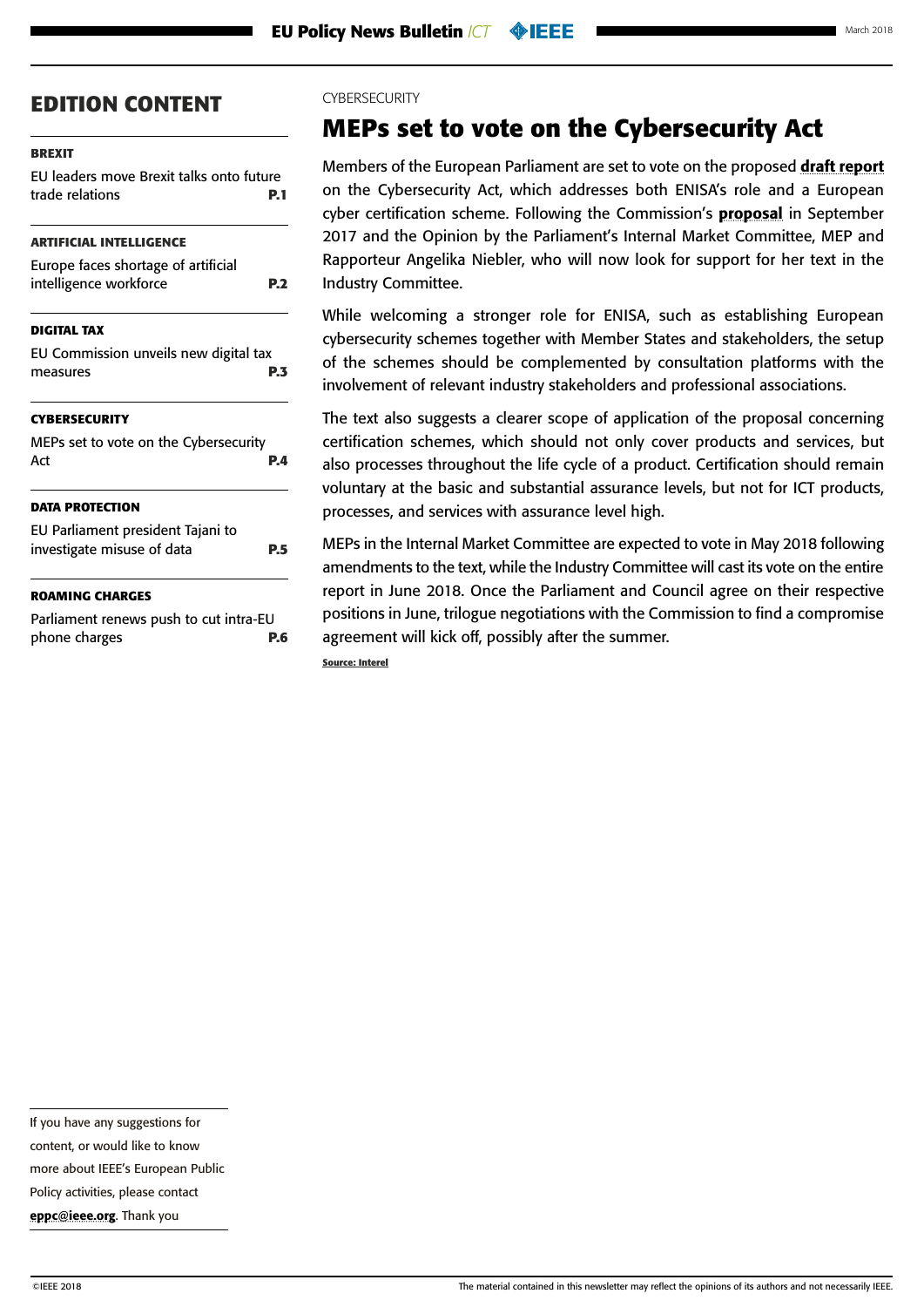## EDITION CONTENT

**BREXIT**

EU leaders move Brexit talks onto future trade relations **P.1**

**ARTIFICIAL INTELLIGENCE**

Europe faces shortage of artificial intelligence workforce **P.2**

**DIGITAL TAX**

EU Commission unveils new digital tax measures **P.3**

**CYBERSECURITY**

MEPs set to vote on the Cybersecurity Act **P.4**

**DATA PROTECTION**

EU Parliament president Tajani to investigate misuse of data **P.5**

**ROAMING CHARGES**

Parliament renews push to cut intra-EU phone charges **P.6**

If you have any suggestions for content, or would like to know more about IEEE's European Public Policy activities, please contact **eppc@ieee.org**. Thank you

CYBERSECURITY

# MEPs set to vote on the Cybersecurity Act

Members of the European Parliament are set to vote on the proposed **draft report** on the Cybersecurity Act, which addresses both ENISA's role and a European cyber certification scheme. Following the Commission's **proposal** in September 2017 and the Opinion by the Parliament's Internal Market Committee, MEP and Rapporteur Angelika Niebler, who will now look for support for her text in the Industry Committee.

While welcoming a stronger role for ENISA, such as establishing European cybersecurity schemes together with Member States and stakeholders, the setup of the schemes should be complemented by consultation platforms with the involvement of relevant industry stakeholders and professional associations.

The text also suggests a clearer scope of application of the proposal concerning certification schemes, which should not only cover products and services, but also processes throughout the life cycle of a product. Certification should remain voluntary at the basic and substantial assurance levels, but not for ICT products, processes, and services with assurance level high.

MEPs in the Internal Market Committee are expected to vote in May 2018 following amendments to the text, while the Industry Committee will cast its vote on the entire report in June 2018. Once the Parliament and Council agree on their respective positions in June, trilogue negotiations with the Commission to find a compromise agreement will kick off, possibly after the summer.

**Source: Interel**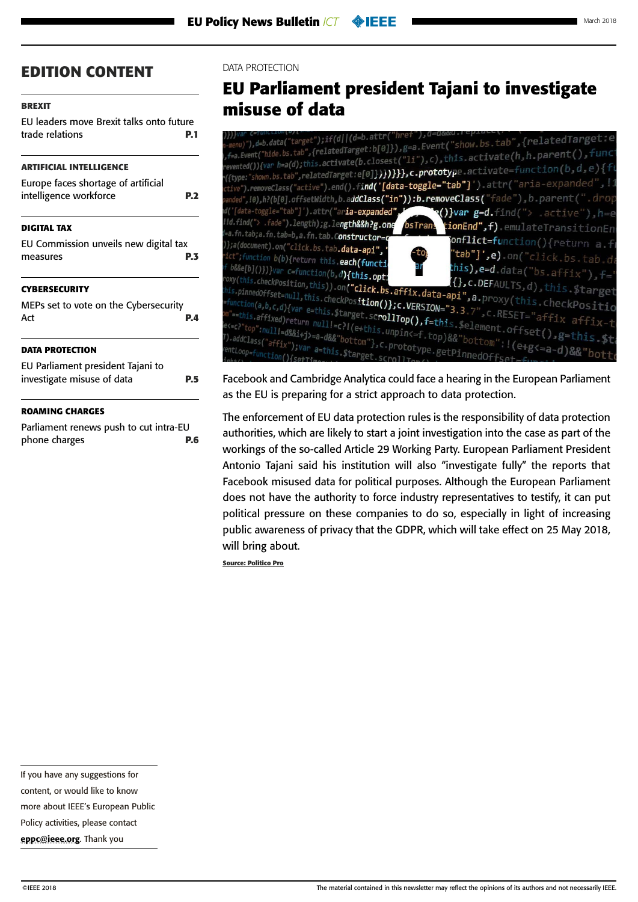## EDITION CONTENT

**BREXIT**

EU leaders move Brexit talks onto future trade relations **P.1**

**ARTIFICIAL INTELLIGENCE**

Europe faces shortage of artificial intelligence workforce **P.2**

**DIGITAL TAX**

EU Commission unveils new digital tax measures **P.3**

**CYBERSECURITY**

MEPs set to vote on the Cybersecurity Act **P.4**

**DATA PROTECTION**

EU Parliament president Tajani to investigate misuse of data **P.5**

**ROAMING CHARGES**

Parliament renews push to cut intra-EU phone charges **P.6**

If you have any suggestions for content, or would like to know more about IEEE's European Public Policy activities, please contact **eppc@ieee.org**. Thank you

DATA PROTECTION

# EU Parliament president Tajani to investigate misuse of data

Facebook and Cambridge Analytica could face a hearing in the European Parliament as the EU is preparing for a strict approach to data protection.

The enforcement of EU data protection rules is the responsibility of data protection authorities, which are likely to start a joint investigation into the case as part of the workings of the so-called Article 29 Working Party. European Parliament President Antonio Tajani said his institution will also "investigate fully" the reports that Facebook misused data for political purposes. Although the European Parliament does not have the authority to force industry representatives to testify, it can put political pressure on these companies to do so, especially in light of increasing public awareness of privacy that the GDPR, which will take effect on 25 May 2018, will bring about.

**Source: Politico Pro**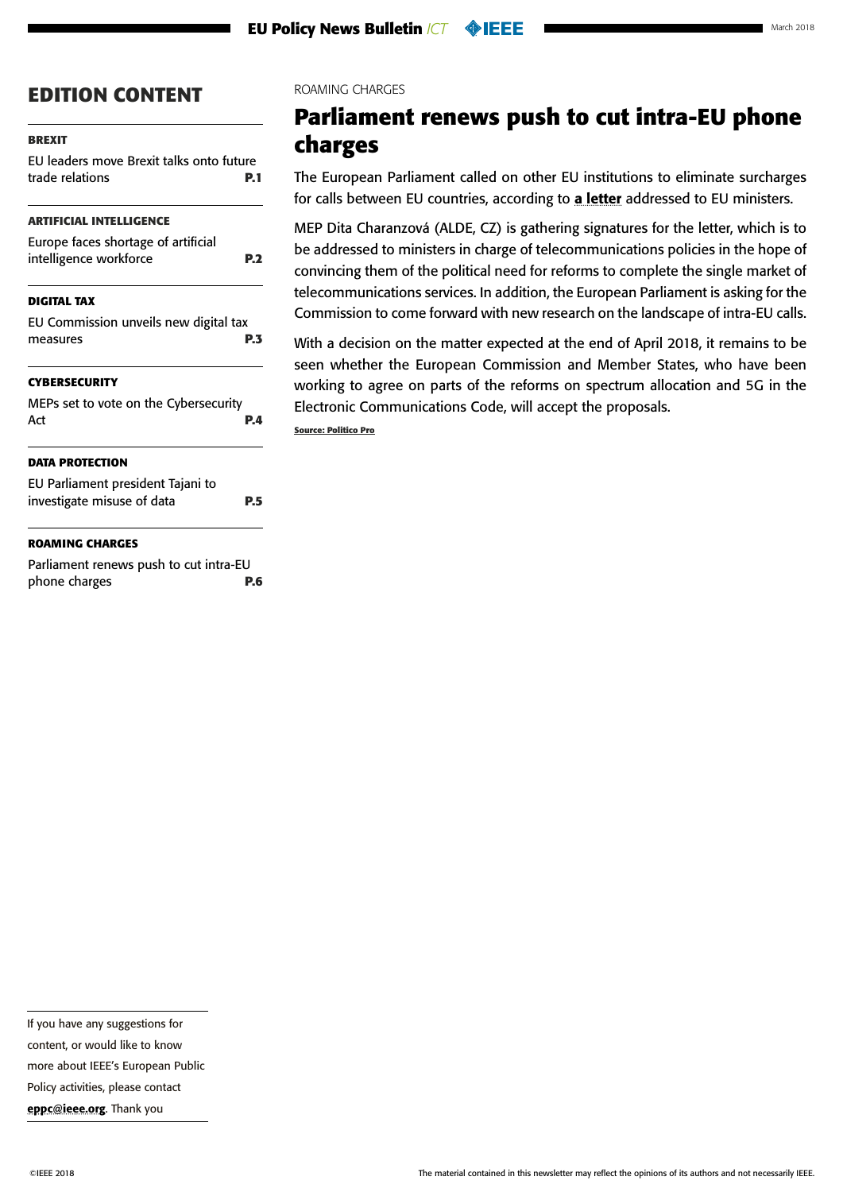## EDITION CONTENT

**BREXIT**

EU leaders move Brexit talks onto future trade relations **P.1**

**ARTIFICIAL INTELLIGENCE**

Europe faces shortage of artificial intelligence workforce **P.2**

**DIGITAL TAX**

EU Commission unveils new digital tax measures **P.3**

**CYBERSECURITY**

MEPs set to vote on the Cybersecurity Act **P.4**

**DATA PROTECTION**

EU Parliament president Tajani to investigate misuse of data **P.5**

**ROAMING CHARGES**

Parliament renews push to cut intra-EU phone charges **P.6**

If you have any suggestions for content, or would like to know more about IEEE's European Public Policy activities, please contact **eppc@ieee.org**. Thank you

ROAMING CHARGES

# Parliament renews push to cut intra-EU phone charges

The European Parliament called on other EU institutions to eliminate surcharges for calls between EU countries, according to **a letter** addressed to EU ministers.

MEP Dita Charanzová (ALDE, CZ) is gathering signatures for the letter, which is to be addressed to ministers in charge of telecommunications policies in the hope of convincing them of the political need for reforms to complete the single market of telecommunications services. In addition, the European Parliament is asking for the Commission to come forward with new research on the landscape of intra-EU calls.

With a decision on the matter expected at the end of April 2018, it remains to be seen whether the European Commission and Member States, who have been working to agree on parts of the reforms on spectrum allocation and 5G in the Electronic Communications Code, will accept the proposals.

**Source: Politico Pro**

The material contained in this newsletter may reflect the opinions of its authors and not necessarily IEEE.